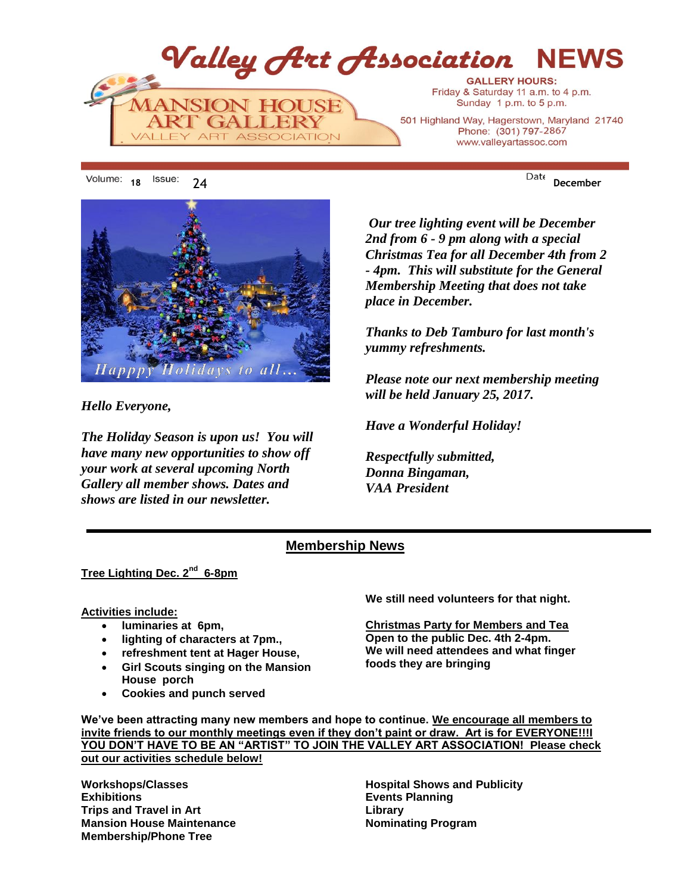# Valley Art Association NEWS

MANSION HOUSE ART GALLERY
VALLEY ART ASSOCIATION

**GALLERY HOURS:**
Friday & Saturday 11 a.m. to 4 p.m.
Sunday 1 p.m. to 5 p.m.

501 Highland Way, Hagerstown, Maryland 21740
Phone: (301) 797-2867
www.valleyartassoc.com

Volume: 18 Issue: 24 Date December

*Happpy Holidays to all...*

***Hello Everyone,***

***The Holiday Season is upon us! You will have many new opportunities to show off your work at several upcoming North Gallery all member shows. Dates and shows are listed in our newsletter.***

***Our tree lighting event will be December 2nd from 6 - 9 pm along with a special Christmas Tea for all December 4th from 2 - 4pm. This will substitute for the General Membership Meeting that does not take place in December.***

***Thanks to Deb Tamburo for last month's yummy refreshments.***

***Please note our next membership meeting will be held January 25, 2017.***

***Have a Wonderful Holiday!***

***Respectfully submitted,***
***Donna Bingaman,***
***VAA President***

---

## Membership News

**Tree Lighting Dec. 2nd 6-8pm**

**Activities include:**

- **luminaries at 6pm,**
- **lighting of characters at 7pm.,**
- **refreshment tent at Hager House,**
- **Girl Scouts singing on the Mansion House porch**
- **Cookies and punch served**

**We still need volunteers for that night.**

**Christmas Party for Members and Tea**
**Open to the public Dec. 4th 2-4pm.**
**We will need attendees and what finger foods they are bringing**

**We've been attracting many new members and hope to continue. We encourage all members to invite friends to our monthly meetings even if they don't paint or draw. Art is for EVERYONE!!!! YOU DON'T HAVE TO BE AN "ARTIST" TO JOIN THE VALLEY ART ASSOCIATION! Please check out our activities schedule below!**

**Workshops/Classes**
**Exhibitions**
**Trips and Travel in Art**
**Mansion House Maintenance**
**Membership/Phone Tree**
**Hospital Shows and Publicity**
**Events Planning**
**Library**
**Nominating Program**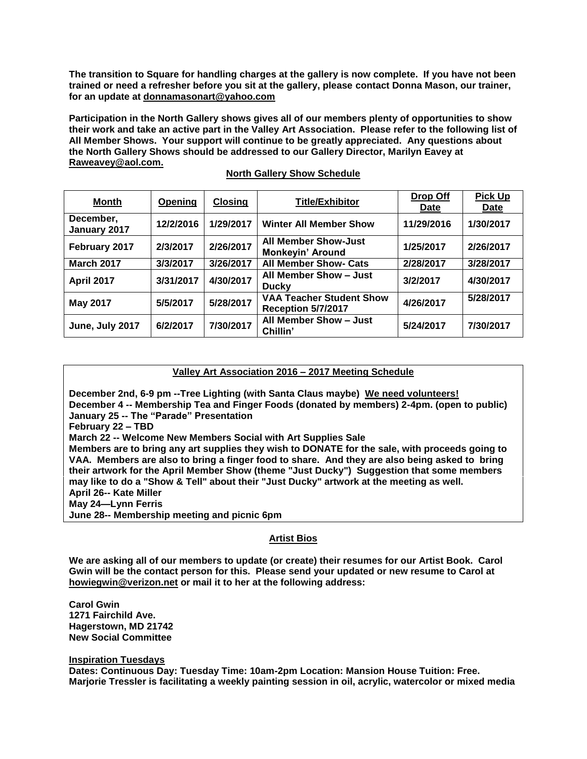**The transition to Square for handling charges at the gallery is now complete. If you have not been trained or need a refresher before you sit at the gallery, please contact Donna Mason, our trainer, for an update at donnamasonart@yahoo.com**

**Participation in the North Gallery shows gives all of our members plenty of opportunities to show their work and take an active part in the Valley Art Association. Please refer to the following list of All Member Shows. Your support will continue to be greatly appreciated. Any questions about the North Gallery Shows should be addressed to our Gallery Director, Marilyn Eavey at Raweavey@aol.com.**

**North Gallery Show Schedule**

| Month | Opening | Closing | Title/Exhibitor | Drop Off Date | Pick Up Date |
|---|---|---|---|---|---|
| December, January 2017 | 12/2/2016 | 1/29/2017 | Winter All Member Show | 11/29/2016 | 1/30/2017 |
| February 2017 | 2/3/2017 | 2/26/2017 | All Member Show-Just Monkeyin' Around | 1/25/2017 | 2/26/2017 |
| March 2017 | 3/3/2017 | 3/26/2017 | All Member Show- Cats | 2/28/2017 | 3/28/2017 |
| April 2017 | 3/31/2017 | 4/30/2017 | All Member Show – Just Ducky | 3/2/2017 | 4/30/2017 |
| May 2017 | 5/5/2017 | 5/28/2017 | VAA Teacher Student Show Reception 5/7/2017 | 4/26/2017 | 5/28/2017 |
| June, July 2017 | 6/2/2017 | 7/30/2017 | All Member Show – Just Chillin' | 5/24/2017 | 7/30/2017 |

**Valley Art Association 2016 – 2017 Meeting Schedule**

**December 2nd, 6-9 pm --Tree Lighting (with Santa Claus maybe) We need volunteers!**
**December 4 -- Membership Tea and Finger Foods (donated by members) 2-4pm. (open to public)**
**January 25 -- The "Parade" Presentation**
**February 22 – TBD**
**March 22 -- Welcome New Members Social with Art Supplies Sale**
**Members are to bring any art supplies they wish to DONATE for the sale, with proceeds going to VAA. Members are also to bring a finger food to share. And they are also being asked to bring their artwork for the April Member Show (theme "Just Ducky") Suggestion that some members may like to do a "Show & Tell" about their "Just Ducky" artwork at the meeting as well.**
**April 26-- Kate Miller**
**May 24—Lynn Ferris**
**June 28-- Membership meeting and picnic 6pm**

**Artist Bios**

**We are asking all of our members to update (or create) their resumes for our Artist Book. Carol Gwin will be the contact person for this. Please send your updated or new resume to Carol at howiegwin@verizon.net or mail it to her at the following address:**

**Carol Gwin**
**1271 Fairchild Ave.**
**Hagerstown, MD 21742**
**New Social Committee**

**Inspiration Tuesdays**
**Dates: Continuous Day: Tuesday Time: 10am-2pm Location: Mansion House Tuition: Free. Marjorie Tressler is facilitating a weekly painting session in oil, acrylic, watercolor or mixed media**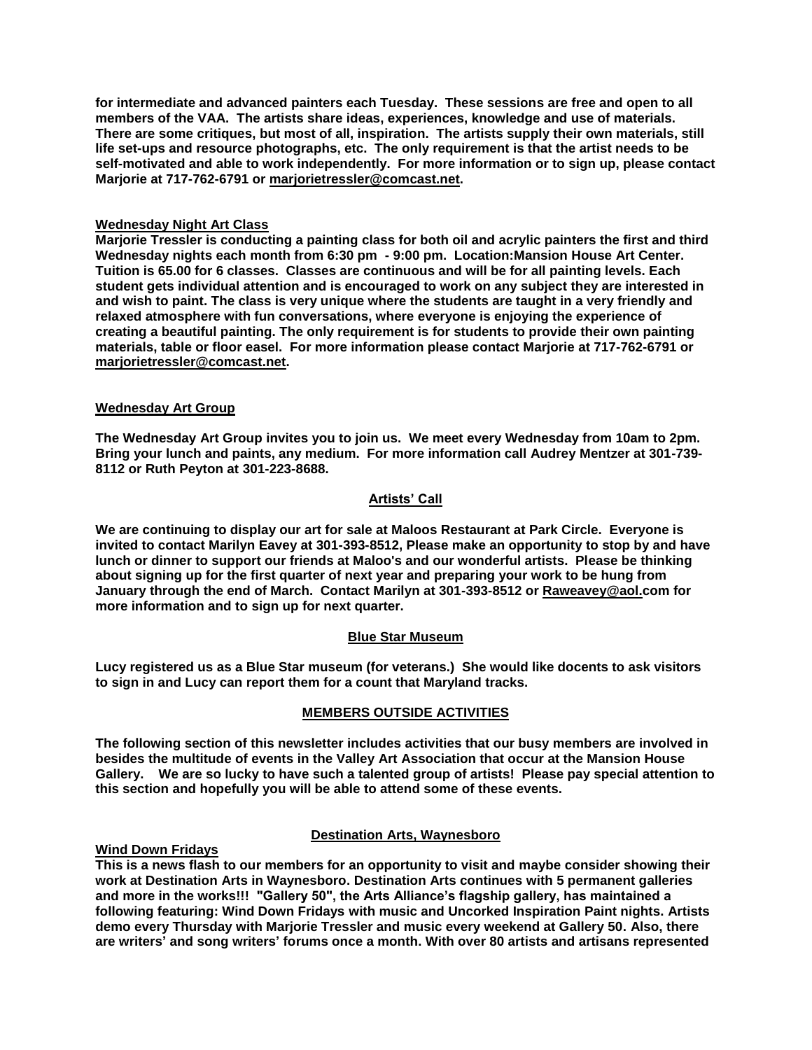**for intermediate and advanced painters each Tuesday. These sessions are free and open to all members of the VAA. The artists share ideas, experiences, knowledge and use of materials. There are some critiques, but most of all, inspiration. The artists supply their own materials, still life set-ups and resource photographs, etc. The only requirement is that the artist needs to be self-motivated and able to work independently. For more information or to sign up, please contact Marjorie at 717-762-6791 or marjorietressler@comcast.net.**

**Wednesday Night Art Class**

**Marjorie Tressler is conducting a painting class for both oil and acrylic painters the first and third Wednesday nights each month from 6:30 pm - 9:00 pm. Location:Mansion House Art Center. Tuition is 65.00 for 6 classes. Classes are continuous and will be for all painting levels. Each student gets individual attention and is encouraged to work on any subject they are interested in and wish to paint. The class is very unique where the students are taught in a very friendly and relaxed atmosphere with fun conversations, where everyone is enjoying the experience of creating a beautiful painting. The only requirement is for students to provide their own painting materials, table or floor easel. For more information please contact Marjorie at 717-762-6791 or marjorietressler@comcast.net.**

**Wednesday Art Group**

**The Wednesday Art Group invites you to join us. We meet every Wednesday from 10am to 2pm. Bring your lunch and paints, any medium. For more information call Audrey Mentzer at 301-739-8112 or Ruth Peyton at 301-223-8688.**

**Artists' Call**

**We are continuing to display our art for sale at Maloos Restaurant at Park Circle. Everyone is invited to contact Marilyn Eavey at 301-393-8512, Please make an opportunity to stop by and have lunch or dinner to support our friends at Maloo's and our wonderful artists. Please be thinking about signing up for the first quarter of next year and preparing your work to be hung from January through the end of March. Contact Marilyn at 301-393-8512 or Raweavey@aol.com for more information and to sign up for next quarter.**

**Blue Star Museum**

**Lucy registered us as a Blue Star museum (for veterans.) She would like docents to ask visitors to sign in and Lucy can report them for a count that Maryland tracks.**

**MEMBERS OUTSIDE ACTIVITIES**

**The following section of this newsletter includes activities that our busy members are involved in besides the multitude of events in the Valley Art Association that occur at the Mansion House Gallery. We are so lucky to have such a talented group of artists! Please pay special attention to this section and hopefully you will be able to attend some of these events.**

**Destination Arts, Waynesboro**

**Wind Down Fridays**

**This is a news flash to our members for an opportunity to visit and maybe consider showing their work at Destination Arts in Waynesboro. Destination Arts continues with 5 permanent galleries and more in the works!!! "Gallery 50", the Arts Alliance's flagship gallery, has maintained a following featuring: Wind Down Fridays with music and Uncorked Inspiration Paint nights. Artists demo every Thursday with Marjorie Tressler and music every weekend at Gallery 50. Also, there are writers' and song writers' forums once a month. With over 80 artists and artisans represented**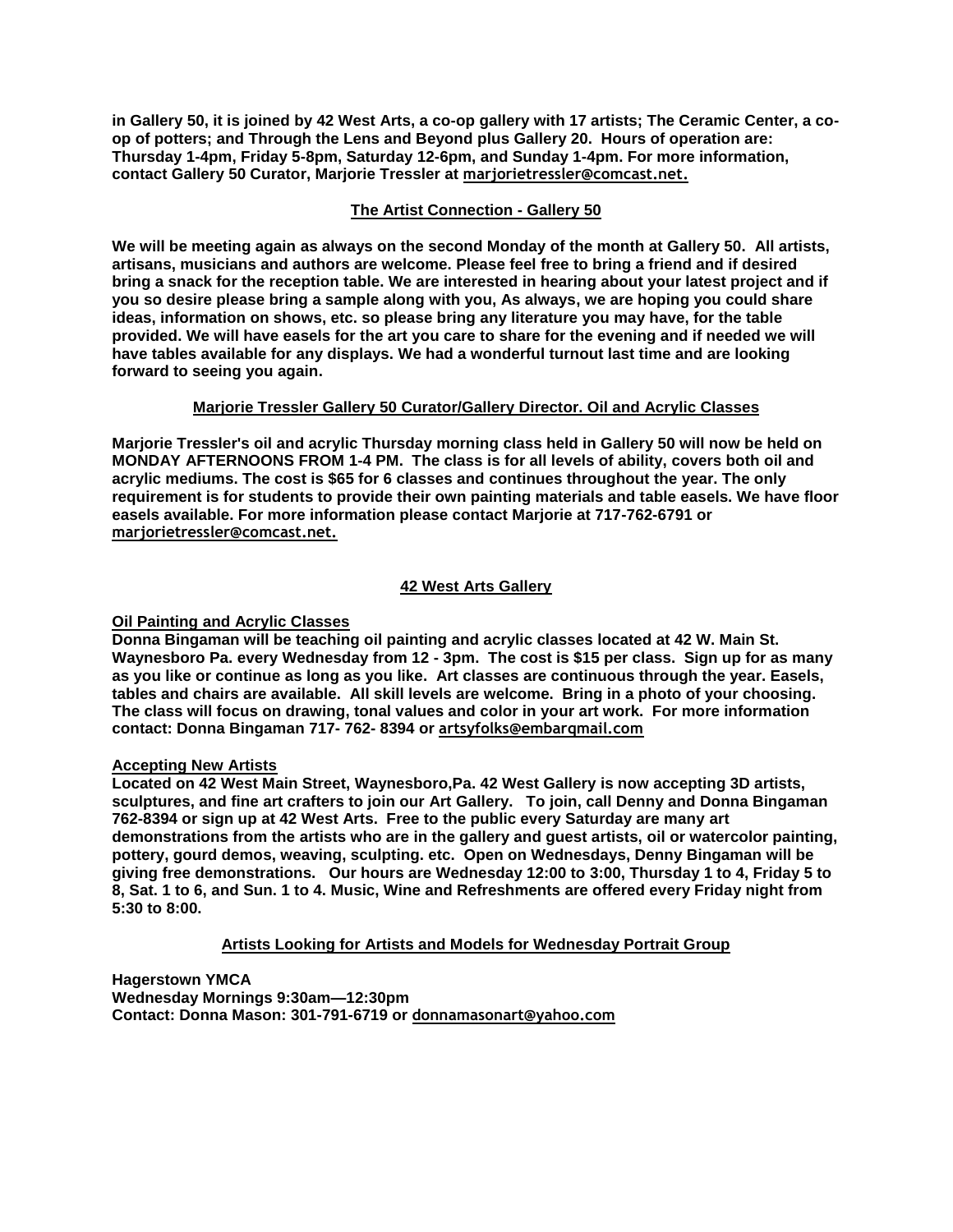**in Gallery 50, it is joined by 42 West Arts, a co-op gallery with 17 artists; The Ceramic Center, a co-op of potters; and Through the Lens and Beyond plus Gallery 20. Hours of operation are: Thursday 1-4pm, Friday 5-8pm, Saturday 12-6pm, and Sunday 1-4pm. For more information, contact Gallery 50 Curator, Marjorie Tressler at marjorietressler@comcast.net.**

## The Artist Connection - Gallery 50

**We will be meeting again as always on the second Monday of the month at Gallery 50. All artists, artisans, musicians and authors are welcome. Please feel free to bring a friend and if desired bring a snack for the reception table. We are interested in hearing about your latest project and if you so desire please bring a sample along with you, As always, we are hoping you could share ideas, information on shows, etc. so please bring any literature you may have, for the table provided. We will have easels for the art you care to share for the evening and if needed we will have tables available for any displays. We had a wonderful turnout last time and are looking forward to seeing you again.**

## Marjorie Tressler Gallery 50 Curator/Gallery Director. Oil and Acrylic Classes

**Marjorie Tressler's oil and acrylic Thursday morning class held in Gallery 50 will now be held on MONDAY AFTERNOONS FROM 1-4 PM. The class is for all levels of ability, covers both oil and acrylic mediums. The cost is $65 for 6 classes and continues throughout the year. The only requirement is for students to provide their own painting materials and table easels. We have floor easels available. For more information please contact Marjorie at 717-762-6791 or marjorietressler@comcast.net.**

## 42 West Arts Gallery

### Oil Painting and Acrylic Classes

**Donna Bingaman will be teaching oil painting and acrylic classes located at 42 W. Main St. Waynesboro Pa. every Wednesday from 12 - 3pm. The cost is $15 per class. Sign up for as many as you like or continue as long as you like. Art classes are continuous through the year. Easels, tables and chairs are available. All skill levels are welcome. Bring in a photo of your choosing. The class will focus on drawing, tonal values and color in your art work. For more information contact: Donna Bingaman 717- 762- 8394 or artsyfolks@embarqmail.com**

### Accepting New Artists

**Located on 42 West Main Street, Waynesboro,Pa. 42 West Gallery is now accepting 3D artists, sculptures, and fine art crafters to join our Art Gallery. To join, call Denny and Donna Bingaman 762-8394 or sign up at 42 West Arts. Free to the public every Saturday are many art demonstrations from the artists who are in the gallery and guest artists, oil or watercolor painting, pottery, gourd demos, weaving, sculpting. etc. Open on Wednesdays, Denny Bingaman will be giving free demonstrations. Our hours are Wednesday 12:00 to 3:00, Thursday 1 to 4, Friday 5 to 8, Sat. 1 to 6, and Sun. 1 to 4. Music, Wine and Refreshments are offered every Friday night from 5:30 to 8:00.**

## Artists Looking for Artists and Models for Wednesday Portrait Group

**Hagerstown YMCA**
**Wednesday Mornings 9:30am—12:30pm**
**Contact: Donna Mason: 301-791-6719 or donnamasonart@yahoo.com**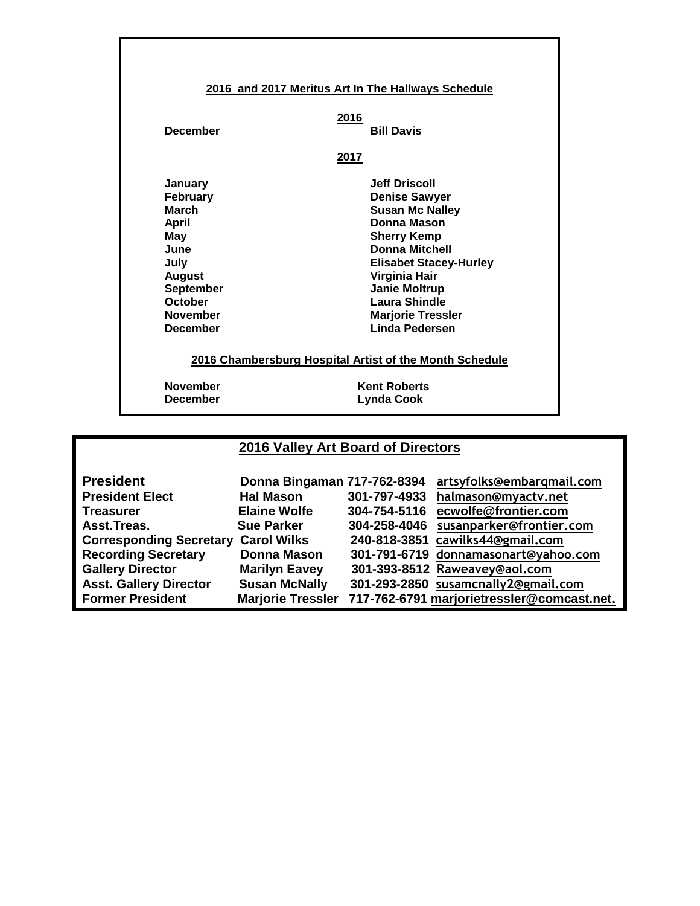## 2016 and 2017 Meritus Art In The Hallways Schedule

**2016**

| | |
|---|---|
| **December** | **Bill Davis** |

**2017**

| | |
|---|---|
| **January** | **Jeff Driscoll** |
| **February** | **Denise Sawyer** |
| **March** | **Susan Mc Nalley** |
| **April** | **Donna Mason** |
| **May** | **Sherry Kemp** |
| **June** | **Donna Mitchell** |
| **July** | **Elisabet Stacey-Hurley** |
| **August** | **Virginia Hair** |
| **September** | **Janie Moltrup** |
| **October** | **Laura Shindle** |
| **November** | **Marjorie Tressler** |
| **December** | **Linda Pedersen** |

## 2016 Chambersburg Hospital Artist of the Month Schedule

| | |
|---|---|
| **November** | **Kent Roberts** |
| **December** | **Lynda Cook** |

## 2016 Valley Art Board of Directors

| | | | |
|---|---|---|---|
| **President** | **Donna Bingaman** | **717-762-8394** | **artsyfolks@embarqmail.com** |
| **President Elect** | **Hal Mason** | **301-797-4933** | **halmason@myactv.net** |
| **Treasurer** | **Elaine Wolfe** | **304-754-5116** | **ecwolfe@frontier.com** |
| **Asst.Treas.** | **Sue Parker** | **304-258-4046** | **susanparker@frontier.com** |
| **Corresponding Secretary** | **Carol Wilks** | **240-818-3851** | **cawilks44@gmail.com** |
| **Recording Secretary** | **Donna Mason** | **301-791-6719** | **donnamasonart@yahoo.com** |
| **Gallery Director** | **Marilyn Eavey** | **301-393-8512** | **Raweavey@aol.com** |
| **Asst. Gallery Director** | **Susan McNally** | **301-293-2850** | **susamcnally2@gmail.com** |
| **Former President** | **Marjorie Tressler** | **717-762-6791** | **marjorietressler@comcast.net.** |